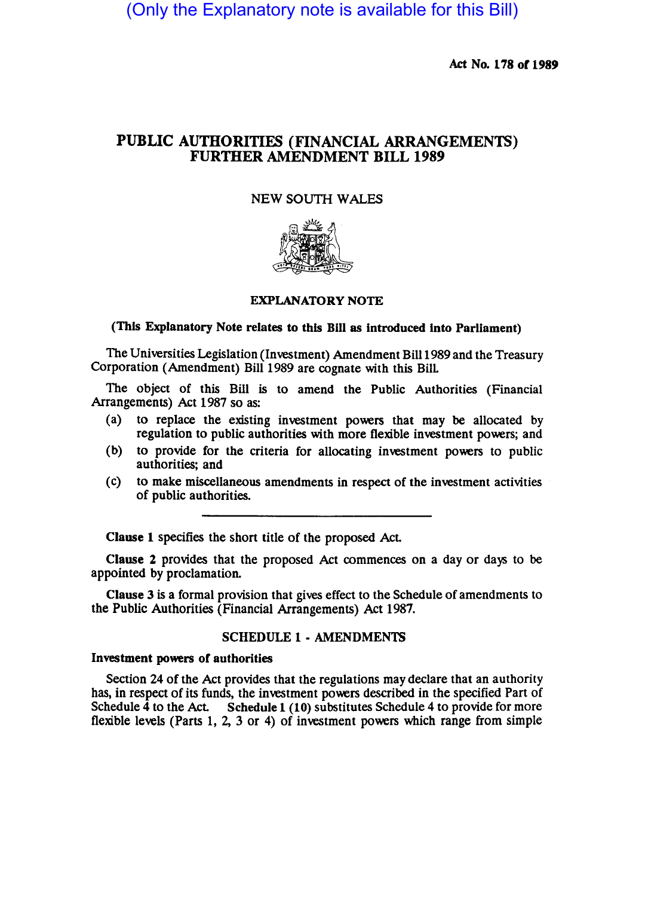(Only the Explanatory note is available for this Bill)

Act No. 178 of 1989

# PUBLIC AUTHORITIES (FINANCIAL ARRANGEMENTS) FURTHER AMENDMENT BILL 1989

NEW SOUTH WALES

## EXPLANATORY NOTE

**(This Explanatory Note relates to this Bill as introduced into Parliament)**

The Universities Legislation (Investment) Amendment Bill 1989 and the Treasury Corporation (Amendment) Bill 1989 are cognate with this Bill.

The object of this Bill is to amend the Public Authorities (Financial Arrangements) Act 1987 so as:

(a) to replace the existing investment powers that may be allocated by regulation to public authorities with more flexible investment powers; and

(b) to provide for the criteria for allocating investment powers to public authorities; and

(c) to make miscellaneous amendments in respect of the investment activities of public authorities.

---

**Clause 1** specifies the short title of the proposed Act.

**Clause 2** provides that the proposed Act commences on a day or days to be appointed by proclamation.

**Clause 3** is a formal provision that gives effect to the Schedule of amendments to the Public Authorities (Financial Arrangements) Act 1987.

### SCHEDULE 1 - AMENDMENTS

**Investment powers of authorities**

Section 24 of the Act provides that the regulations may declare that an authority has, in respect of its funds, the investment powers described in the specified Part of Schedule 4 to the Act. **Schedule 1 (10)** substitutes Schedule 4 to provide for more flexible levels (Parts 1, 2, 3 or 4) of investment powers which range from simple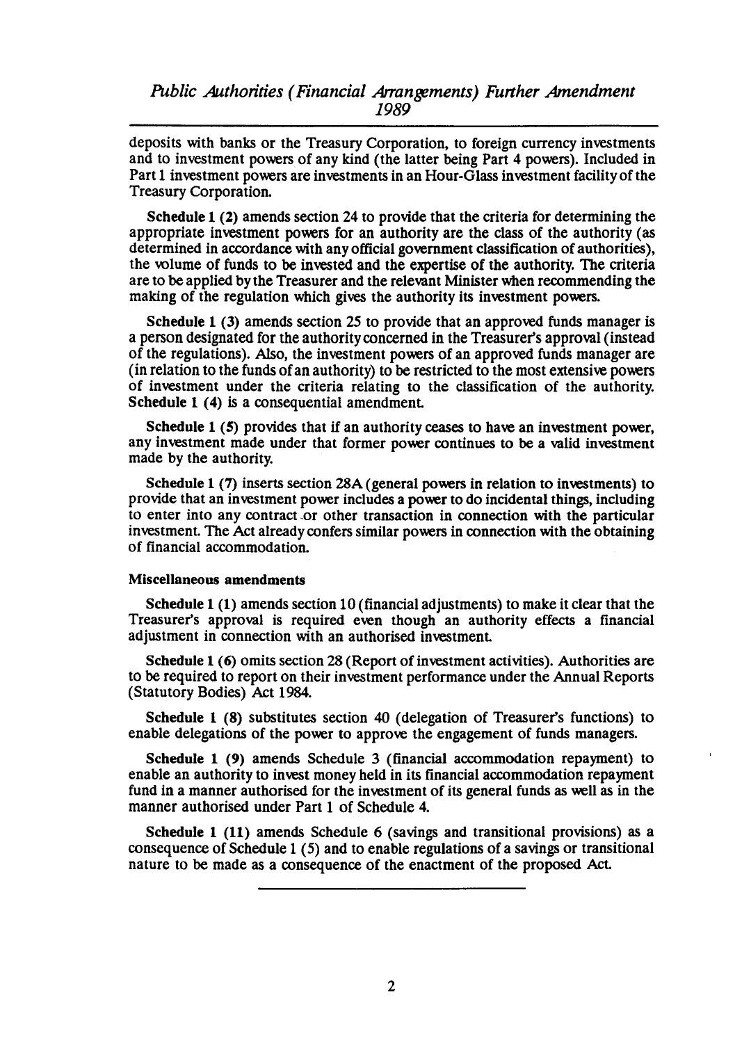deposits with banks or the Treasury Corporation, to foreign currency investments and to investment powers of any kind (the latter being Part 4 powers). Included in Part 1 investment powers are investments in an Hour-Glass investment facility of the Treasury Corporation.

**Schedule 1 (2)** amends section 24 to provide that the criteria for determining the appropriate investment powers for an authority are the class of the authority (as determined in accordance with any official government classification of authorities), the volume of funds to be invested and the expertise of the authority. The criteria are to be applied by the Treasurer and the relevant Minister when recommending the making of the regulation which gives the authority its investment powers.

**Schedule 1 (3)** amends section 25 to provide that an approved funds manager is a person designated for the authority concerned in the Treasurer's approval (instead of the regulations). Also, the investment powers of an approved funds manager are (in relation to the funds of an authority) to be restricted to the most extensive powers of investment under the criteria relating to the classification of the authority. **Schedule 1 (4)** is a consequential amendment.

**Schedule 1 (5)** provides that if an authority ceases to have an investment power, any investment made under that former power continues to be a valid investment made by the authority.

**Schedule 1 (7)** inserts section 28A (general powers in relation to investments) to provide that an investment power includes a power to do incidental things, including to enter into any contract or other transaction in connection with the particular investment. The Act already confers similar powers in connection with the obtaining of financial accommodation.

**Miscellaneous amendments**

**Schedule 1 (1)** amends section 10 (financial adjustments) to make it clear that the Treasurer's approval is required even though an authority effects a financial adjustment in connection with an authorised investment.

**Schedule 1 (6)** omits section 28 (Report of investment activities). Authorities are to be required to report on their investment performance under the Annual Reports (Statutory Bodies) Act 1984.

**Schedule 1 (8)** substitutes section 40 (delegation of Treasurer's functions) to enable delegations of the power to approve the engagement of funds managers.

**Schedule 1 (9)** amends Schedule 3 (financial accommodation repayment) to enable an authority to invest money held in its financial accommodation repayment fund in a manner authorised for the investment of its general funds as well as in the manner authorised under Part 1 of Schedule 4.

**Schedule 1 (11)** amends Schedule 6 (savings and transitional provisions) as a consequence of Schedule 1 (5) and to enable regulations of a savings or transitional nature to be made as a consequence of the enactment of the proposed Act.